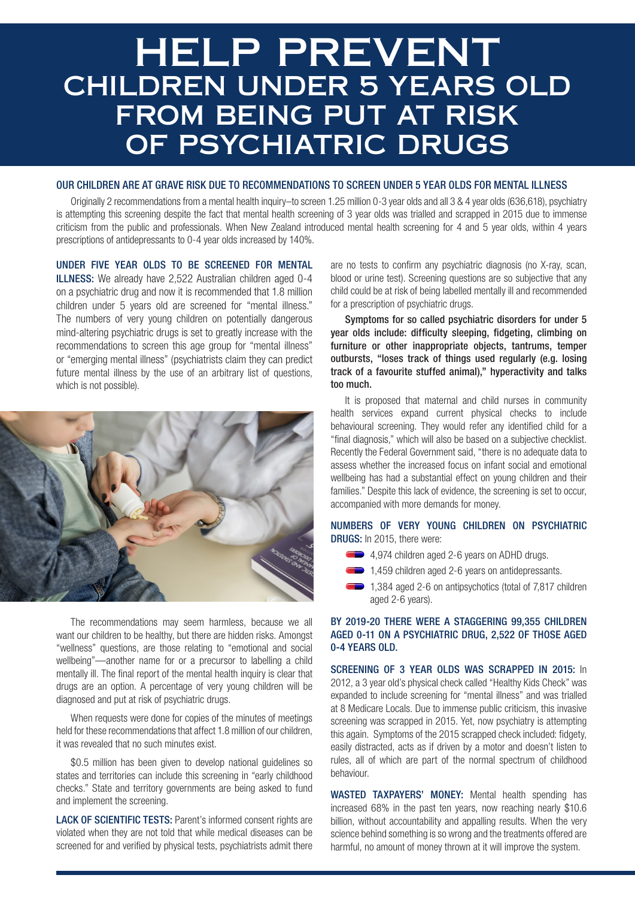# HELP PREVENT CHILDREN UNDER 5 YEARS OLD FROM BEING PUT AT RISK OF PSYCHIATRIC DRUGS

## OUR CHILDREN ARE AT GRAVE RISK DUE TO RECOMMENDATIONS TO SCREEN UNDER 5 YEAR OLDS FOR MENTAL ILLNESS

Originally 2 recommendations from a mental health inquiry–to screen 1.25 million 0-3 year olds and all 3 & 4 year olds (636,618), psychiatry is attempting this screening despite the fact that mental health screening of 3 year olds was trialled and scrapped in 2015 due to immense criticism from the public and professionals. When New Zealand introduced mental health screening for 4 and 5 year olds, within 4 years prescriptions of antidepressants to 0-4 year olds increased by 140%.

**UNDER FIVE YEAR OLDS TO BE SCREENED FOR MENTAL ILLNESS:** We already have 2,522 Australian children aged 0-4 on a psychiatric drug and now it is recommended that 1.8 million children under 5 years old are screened for "mental illness." The numbers of very young children on potentially dangerous mind-altering psychiatric drugs is set to greatly increase with the recommendations to screen this age group for "mental illness" or "emerging mental illness" (psychiatrists claim they can predict future mental illness by the use of an arbitrary list of questions, which is not possible).

The recommendations may seem harmless, because we all want our children to be healthy, but there are hidden risks. Amongst "wellness" questions, are those relating to "emotional and social wellbeing"—another name for or a precursor to labelling a child mentally ill. The final report of the mental health inquiry is clear that drugs are an option. A percentage of very young children will be diagnosed and put at risk of psychiatric drugs.

When requests were done for copies of the minutes of meetings held for these recommendations that affect 1.8 million of our children, it was revealed that no such minutes exist.

$0.5 million has been given to develop national guidelines so states and territories can include this screening in "early childhood checks." State and territory governments are being asked to fund and implement the screening.

**LACK OF SCIENTIFIC TESTS:** Parent's informed consent rights are violated when they are not told that while medical diseases can be screened for and verified by physical tests, psychiatrists admit there are no tests to confirm any psychiatric diagnosis (no X-ray, scan, blood or urine test). Screening questions are so subjective that any child could be at risk of being labelled mentally ill and recommended for a prescription of psychiatric drugs.

**Symptoms for so called psychiatric disorders for under 5 year olds include: difficulty sleeping, fidgeting, climbing on furniture or other inappropriate objects, tantrums, temper outbursts, "loses track of things used regularly (e.g. losing track of a favourite stuffed animal)," hyperactivity and talks too much.**

It is proposed that maternal and child nurses in community health services expand current physical checks to include behavioural screening. They would refer any identified child for a "final diagnosis," which will also be based on a subjective checklist. Recently the Federal Government said, "there is no adequate data to assess whether the increased focus on infant social and emotional wellbeing has had a substantial effect on young children and their families." Despite this lack of evidence, the screening is set to occur, accompanied with more demands for money.

**NUMBERS OF VERY YOUNG CHILDREN ON PSYCHIATRIC DRUGS:** In 2015, there were:

- 4,974 children aged 2-6 years on ADHD drugs.
- 1,459 children aged 2-6 years on antidepressants.
- 1,384 aged 2-6 on antipsychotics (total of 7,817 children aged 2-6 years).

**BY 2019-20 THERE WERE A STAGGERING 99,355 CHILDREN AGED 0-11 ON A PSYCHIATRIC DRUG, 2,522 OF THOSE AGED 0-4 YEARS OLD.**

**SCREENING OF 3 YEAR OLDS WAS SCRAPPED IN 2015:** In 2012, a 3 year old's physical check called "Healthy Kids Check" was expanded to include screening for "mental illness" and was trialled at 8 Medicare Locals. Due to immense public criticism, this invasive screening was scrapped in 2015. Yet, now psychiatry is attempting this again. Symptoms of the 2015 scrapped check included: fidgety, easily distracted, acts as if driven by a motor and doesn't listen to rules, all of which are part of the normal spectrum of childhood behaviour.

**WASTED TAXPAYERS' MONEY:** Mental health spending has increased 68% in the past ten years, now reaching nearly $10.6 billion, without accountability and appalling results. When the very science behind something is so wrong and the treatments offered are harmful, no amount of money thrown at it will improve the system.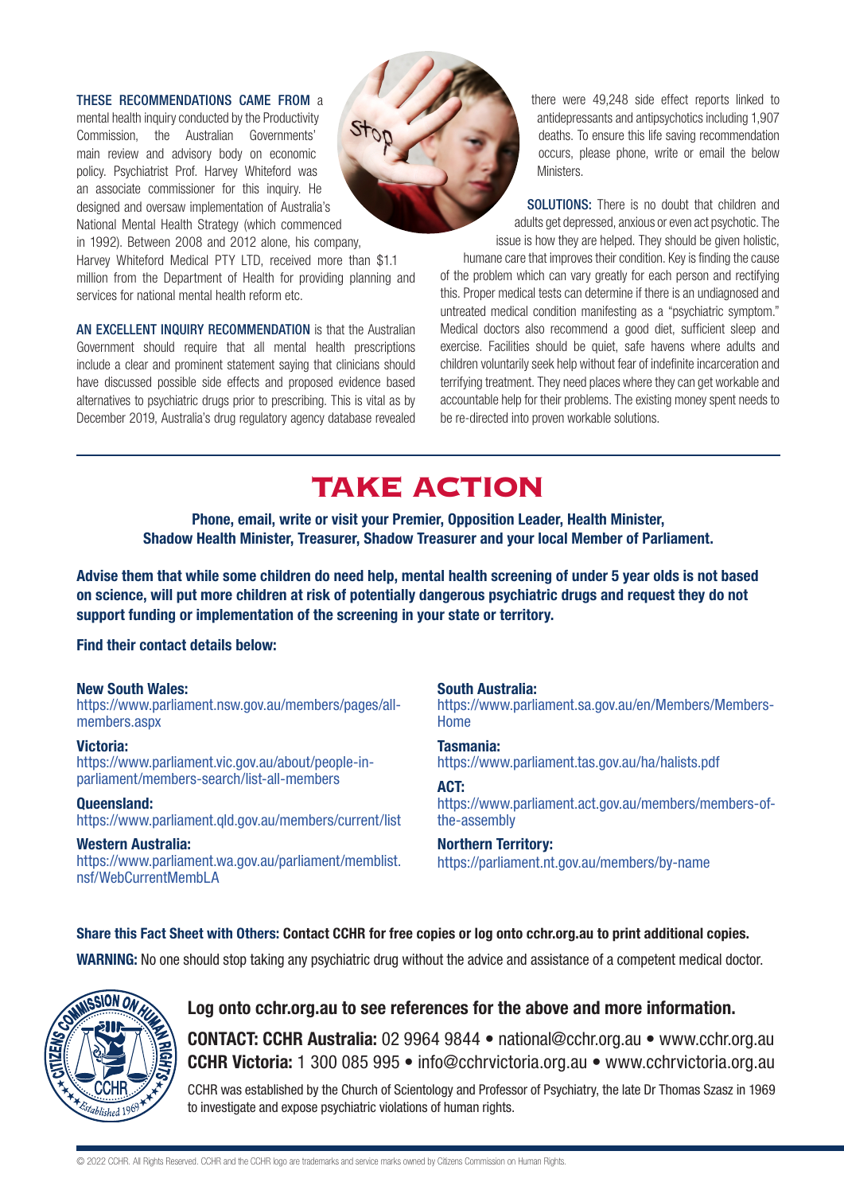**THESE RECOMMENDATIONS CAME FROM** a mental health inquiry conducted by the Productivity Commission, the Australian Governments' main review and advisory body on economic policy. Psychiatrist Prof. Harvey Whiteford was an associate commissioner for this inquiry. He designed and oversaw implementation of Australia's National Mental Health Strategy (which commenced in 1992). Between 2008 and 2012 alone, his company, Harvey Whiteford Medical PTY LTD, received more than $1.1 million from the Department of Health for providing planning and services for national mental health reform etc.

**AN EXCELLENT INQUIRY RECOMMENDATION** is that the Australian Government should require that all mental health prescriptions include a clear and prominent statement saying that clinicians should have discussed possible side effects and proposed evidence based alternatives to psychiatric drugs prior to prescribing. This is vital as by December 2019, Australia's drug regulatory agency database revealed there were 49,248 side effect reports linked to antidepressants and antipsychotics including 1,907 deaths. To ensure this life saving recommendation occurs, please phone, write or email the below Ministers.

**SOLUTIONS:** There is no doubt that children and adults get depressed, anxious or even act psychotic. The issue is how they are helped. They should be given holistic, humane care that improves their condition. Key is finding the cause of the problem which can vary greatly for each person and rectifying this. Proper medical tests can determine if there is an undiagnosed and untreated medical condition manifesting as a "psychiatric symptom." Medical doctors also recommend a good diet, sufficient sleep and exercise. Facilities should be quiet, safe havens where adults and children voluntarily seek help without fear of indefinite incarceration and terrifying treatment. They need places where they can get workable and accountable help for their problems. The existing money spent needs to be re-directed into proven workable solutions.

# TAKE ACTION

**Phone, email, write or visit your Premier, Opposition Leader, Health Minister, Shadow Health Minister, Treasurer, Shadow Treasurer and your local Member of Parliament.**

**Advise them that while some children do need help, mental health screening of under 5 year olds is not based on science, will put more children at risk of potentially dangerous psychiatric drugs and request they do not support funding or implementation of the screening in your state or territory.**

**Find their contact details below:**

**New South Wales:**
https://www.parliament.nsw.gov.au/members/pages/all-members.aspx

**Victoria:**
https://www.parliament.vic.gov.au/about/people-in-parliament/members-search/list-all-members

**Queensland:**
https://www.parliament.qld.gov.au/members/current/list

**Western Australia:**
https://www.parliament.wa.gov.au/parliament/memblist.nsf/WebCurrentMembLA

**South Australia:**
https://www.parliament.sa.gov.au/en/Members/Members-Home

**Tasmania:**
https://www.parliament.tas.gov.au/ha/halists.pdf

**ACT:**
https://www.parliament.act.gov.au/members/members-of-the-assembly

**Northern Territory:**
https://parliament.nt.gov.au/members/by-name

**Share this Fact Sheet with Others: Contact CCHR for free copies or log onto cchr.org.au to print additional copies.**

**WARNING:** No one should stop taking any psychiatric drug without the advice and assistance of a competent medical doctor.

## Log onto cchr.org.au to see references for the above and more information.

**CONTACT: CCHR Australia:** 02 9964 9844 • national@cchr.org.au • www.cchr.org.au
**CCHR Victoria:** 1 300 085 995 • info@cchrvictoria.org.au • www.cchrvictoria.org.au

CCHR was established by the Church of Scientology and Professor of Psychiatry, the late Dr Thomas Szasz in 1969 to investigate and expose psychiatric violations of human rights.

© 2022 CCHR. All Rights Reserved. CCHR and the CCHR logo are trademarks and service marks owned by Citizens Commission on Human Rights.